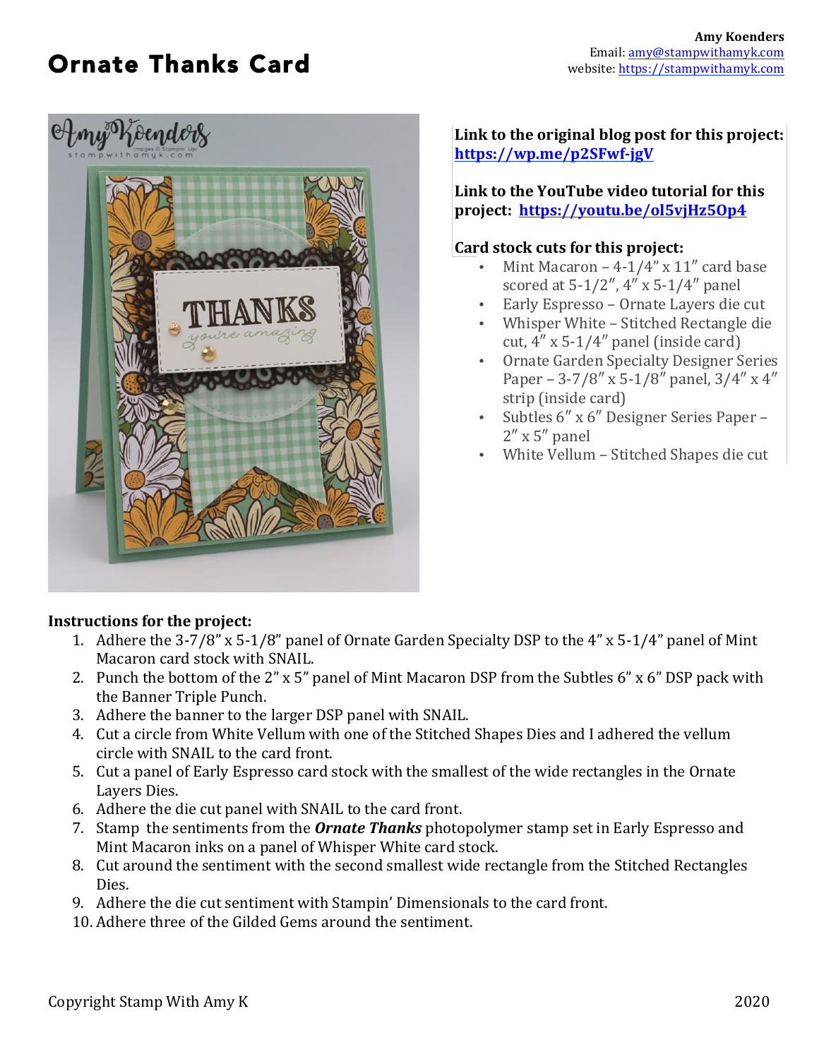# Ornate Thanks Card

**Amy Koenders**
Email: amy@stampwithamyk.com
website: https://stampwithamyk.com

**Link to the original blog post for this project:** **https://wp.me/p2SFwf-jgV**

**Link to the YouTube video tutorial for this project: https://youtu.be/ol5vjHz5Op4**

**Card stock cuts for this project:**

- Mint Macaron – 4-1/4" x 11" card base scored at 5-1/2", 4" x 5-1/4" panel
- Early Espresso – Ornate Layers die cut
- Whisper White – Stitched Rectangle die cut, 4" x 5-1/4" panel (inside card)
- Ornate Garden Specialty Designer Series Paper – 3-7/8" x 5-1/8" panel, 3/4" x 4" strip (inside card)
- Subtles 6" x 6" Designer Series Paper – 2" x 5" panel
- White Vellum – Stitched Shapes die cut

**Instructions for the project:**

1. Adhere the 3-7/8" x 5-1/8" panel of Ornate Garden Specialty DSP to the 4" x 5-1/4" panel of Mint Macaron card stock with SNAIL.
2. Punch the bottom of the 2" x 5" panel of Mint Macaron DSP from the Subtles 6" x 6" DSP pack with the Banner Triple Punch.
3. Adhere the banner to the larger DSP panel with SNAIL.
4. Cut a circle from White Vellum with one of the Stitched Shapes Dies and I adhered the vellum circle with SNAIL to the card front.
5. Cut a panel of Early Espresso card stock with the smallest of the wide rectangles in the Ornate Layers Dies.
6. Adhere the die cut panel with SNAIL to the card front.
7. Stamp the sentiments from the ***Ornate Thanks*** photopolymer stamp set in Early Espresso and Mint Macaron inks on a panel of Whisper White card stock.
8. Cut around the sentiment with the second smallest wide rectangle from the Stitched Rectangles Dies.
9. Adhere the die cut sentiment with Stampin' Dimensionals to the card front.
10. Adhere three of the Gilded Gems around the sentiment.

Copyright Stamp With Amy K 2020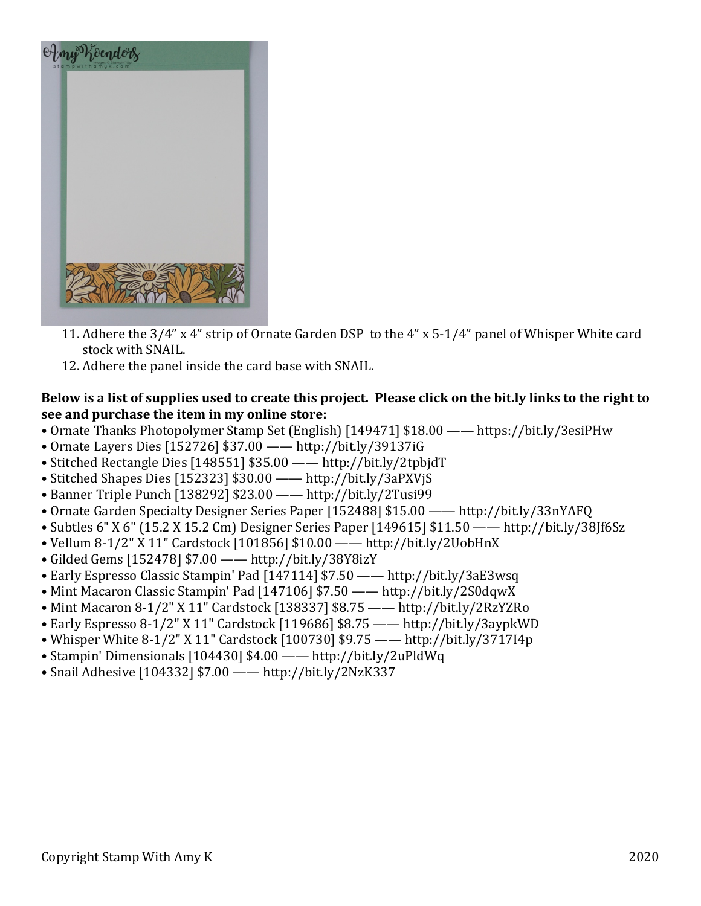11. Adhere the 3/4" x 4" strip of Ornate Garden DSP to the 4" x 5-1/4" panel of Whisper White card stock with SNAIL.
12. Adhere the panel inside the card base with SNAIL.

**Below is a list of supplies used to create this project. Please click on the bit.ly links to the right to see and purchase the item in my online store:**

- Ornate Thanks Photopolymer Stamp Set (English) [149471] $18.00 —— https://bit.ly/3esiPHw
- Ornate Layers Dies [152726] $37.00 —— http://bit.ly/39137iG
- Stitched Rectangle Dies [148551] $35.00 —— http://bit.ly/2tpbjdT
- Stitched Shapes Dies [152323] $30.00 —— http://bit.ly/3aPXVjS
- Banner Triple Punch [138292] $23.00 —— http://bit.ly/2Tusi99
- Ornate Garden Specialty Designer Series Paper [152488] $15.00 —— http://bit.ly/33nYAFQ
- Subtles 6" X 6" (15.2 X 15.2 Cm) Designer Series Paper [149615] $11.50 —— http://bit.ly/38Jf6Sz
- Vellum 8-1/2" X 11" Cardstock [101856] $10.00 —— http://bit.ly/2UobHnX
- Gilded Gems [152478] $7.00 —— http://bit.ly/38Y8izY
- Early Espresso Classic Stampin' Pad [147114] $7.50 —— http://bit.ly/3aE3wsq
- Mint Macaron Classic Stampin' Pad [147106] $7.50 —— http://bit.ly/2S0dqwX
- Mint Macaron 8-1/2" X 11" Cardstock [138337] $8.75 —— http://bit.ly/2RzYZRo
- Early Espresso 8-1/2" X 11" Cardstock [119686] $8.75 —— http://bit.ly/3aypkWD
- Whisper White 8-1/2" X 11" Cardstock [100730] $9.75 —— http://bit.ly/3717I4p
- Stampin' Dimensionals [104430] $4.00 —— http://bit.ly/2uPldWq
- Snail Adhesive [104332] $7.00 —— http://bit.ly/2NzK337

Copyright Stamp With Amy K 2020